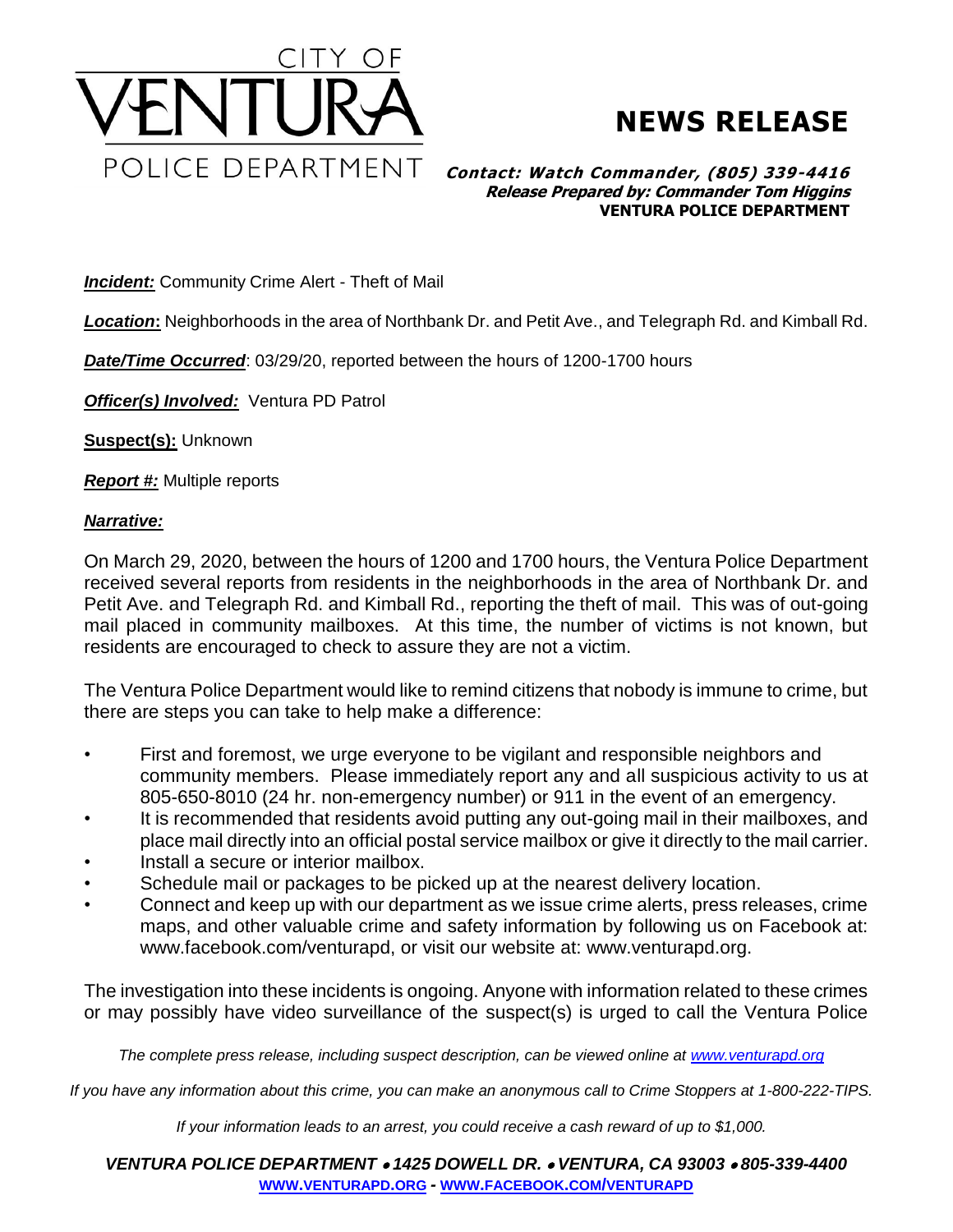# CITY OF VENTURA POLICE DEPARTMENT

## NEWS RELEASE

***Contact: Watch Commander, (805) 339-4416***
***Release Prepared by: Commander Tom Higgins***
**VENTURA POLICE DEPARTMENT**

***Incident:*** Community Crime Alert - Theft of Mail

***Location*:** Neighborhoods in the area of Northbank Dr. and Petit Ave., and Telegraph Rd. and Kimball Rd.

***Date/Time Occurred***: 03/29/20, reported between the hours of 1200-1700 hours

***Officer(s) Involved:*** Ventura PD Patrol

**Suspect(s):** Unknown

***Report #:*** Multiple reports

***Narrative:***

On March 29, 2020, between the hours of 1200 and 1700 hours, the Ventura Police Department received several reports from residents in the neighborhoods in the area of Northbank Dr. and Petit Ave. and Telegraph Rd. and Kimball Rd., reporting the theft of mail. This was of out-going mail placed in community mailboxes. At this time, the number of victims is not known, but residents are encouraged to check to assure they are not a victim.

The Ventura Police Department would like to remind citizens that nobody is immune to crime, but there are steps you can take to help make a difference:

- First and foremost, we urge everyone to be vigilant and responsible neighbors and community members. Please immediately report any and all suspicious activity to us at 805-650-8010 (24 hr. non-emergency number) or 911 in the event of an emergency.
- It is recommended that residents avoid putting any out-going mail in their mailboxes, and place mail directly into an official postal service mailbox or give it directly to the mail carrier.
- Install a secure or interior mailbox.
- Schedule mail or packages to be picked up at the nearest delivery location.
- Connect and keep up with our department as we issue crime alerts, press releases, crime maps, and other valuable crime and safety information by following us on Facebook at: www.facebook.com/venturapd, or visit our website at: www.venturapd.org.

The investigation into these incidents is ongoing. Anyone with information related to these crimes or may possibly have video surveillance of the suspect(s) is urged to call the Ventura Police

*The complete press release, including suspect description, can be viewed online at www.venturapd.org*

*If you have any information about this crime, you can make an anonymous call to Crime Stoppers at 1-800-222-TIPS.*

*If your information leads to an arrest, you could receive a cash reward of up to $1,000.*

***VENTURA POLICE DEPARTMENT • 1425 DOWELL DR. • VENTURA, CA 93003 • 805-339-4400***
**WWW.VENTURAPD.ORG - WWW.FACEBOOK.COM/VENTURAPD**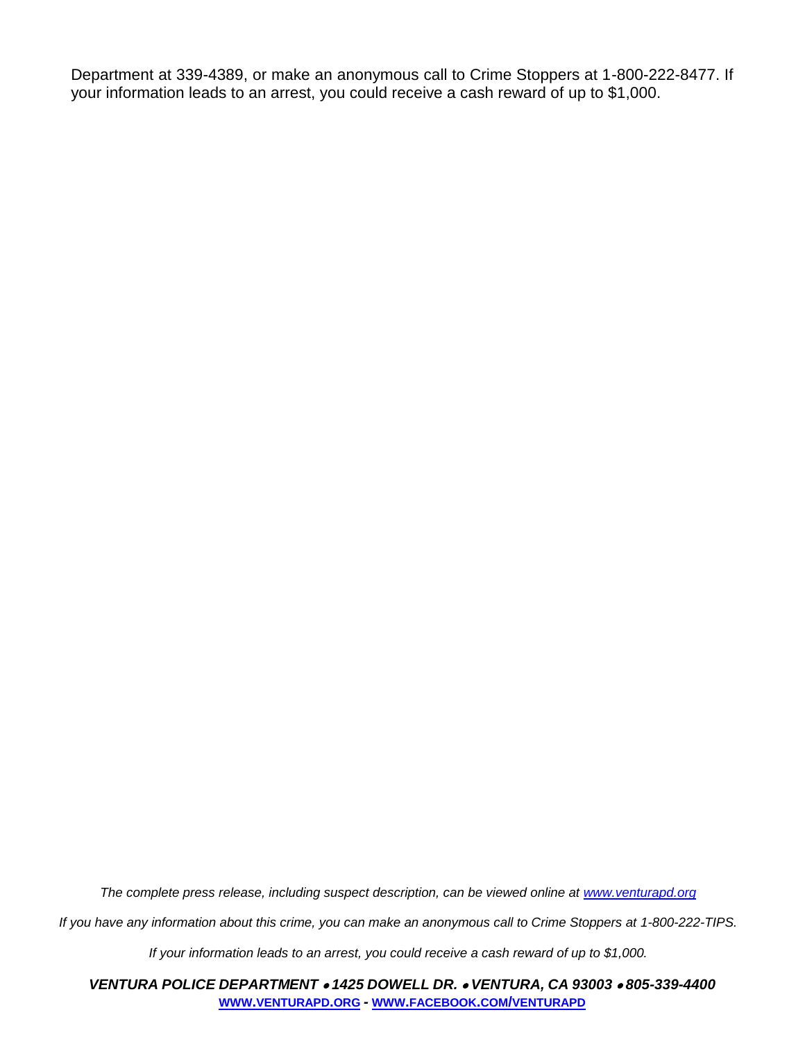Department at 339-4389, or make an anonymous call to Crime Stoppers at 1-800-222-8477. If your information leads to an arrest, you could receive a cash reward of up to $1,000.